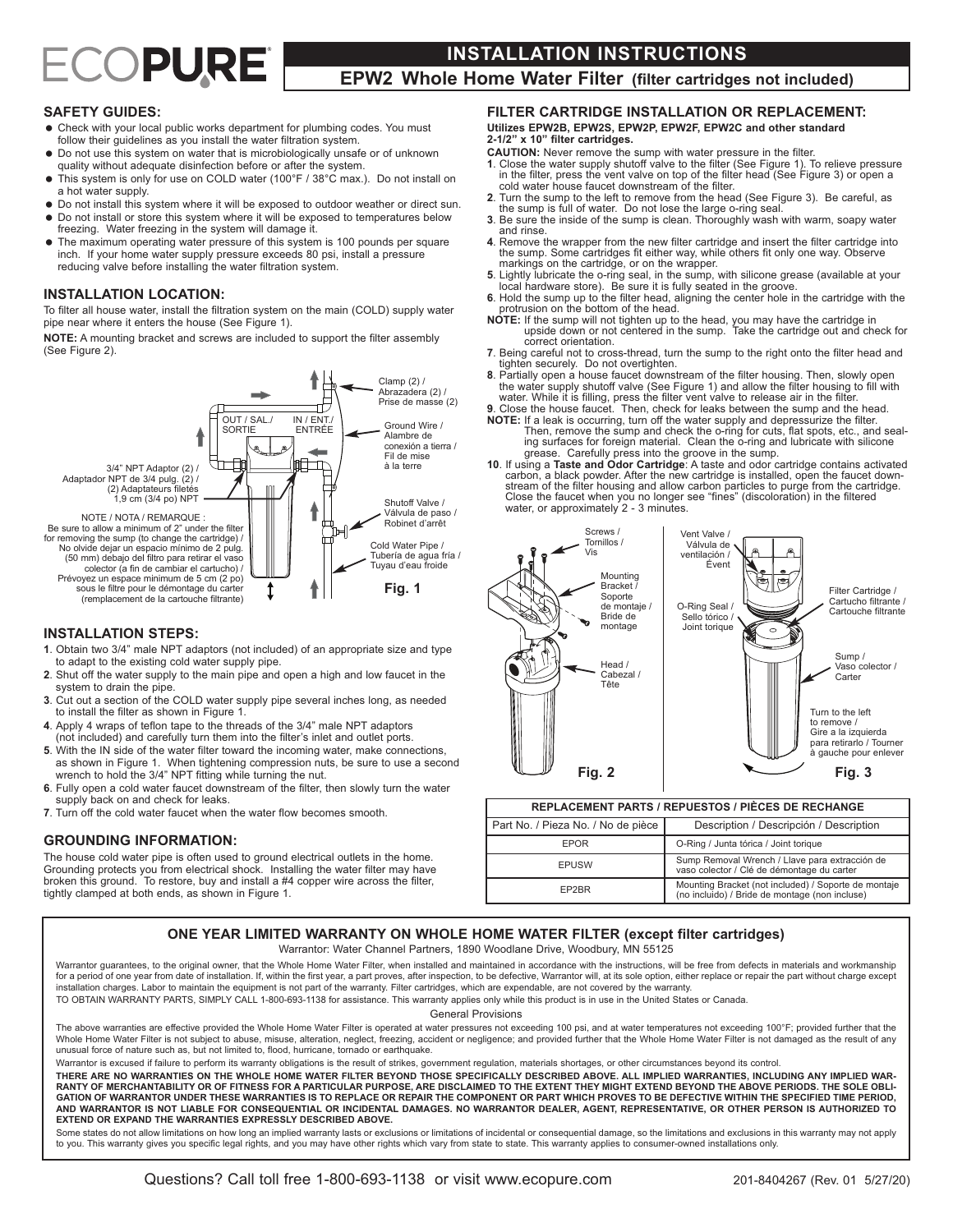# ECOPURE®

## INSTALLATION INSTRUCTIONS

### EPW2 Whole Home Water Filter (filter cartridges not included)

### SAFETY GUIDES:

- Check with your local public works department for plumbing codes. You must follow their guidelines as you install the water filtration system.
- Do not use this system on water that is microbiologically unsafe or of unknown quality without adequate disinfection before or after the system.
- This system is only for use on COLD water (100°F / 38°C max.). Do not install on a hot water supply.
- Do not install this system where it will be exposed to outdoor weather or direct sun.
- Do not install or store this system where it will be exposed to temperatures below freezing. Water freezing in the system will damage it.
- The maximum operating water pressure of this system is 100 pounds per square inch. If your home water supply pressure exceeds 80 psi, install a pressure reducing valve before installing the water filtration system.

### INSTALLATION LOCATION:

To filter all house water, install the filtration system on the main (COLD) supply water pipe near where it enters the house (See Figure 1).

**NOTE:** A mounting bracket and screws are included to support the filter assembly (See Figure 2).

Clamp (2) / Abrazadera (2) / Prise de masse (2)

OUT / SAL./ SORTIE

IN / ENT./ ENTRÉE

Ground Wire / Alambre de conexión a tierra / Fil de mise à la terre

3/4" NPT Adaptor (2) / Adaptador NPT de 3/4 pulg. (2) / (2) Adaptateurs filetés 1,9 cm (3/4 po) NPT

Shutoff Valve / Válvula de paso / Robinet d'arrêt

NOTE / NOTA / REMARQUE : Be sure to allow a minimum of 2" under the filter for removing the sump (to change the cartridge) / No olvide dejar un espacio mínimo de 2 pulg. (50 mm) debajo del filtro para retirar el vaso colector (a fin de cambiar el cartucho) / Prévoyez un espace minimum de 5 cm (2 po) sous le filtre pour le démontage du carter (remplacement de la cartouche filtrante)

Cold Water Pipe / Tubería de agua fría / Tuyau d'eau froide

**Fig. 1**

### INSTALLATION STEPS:

**1**. Obtain two 3/4" male NPT adaptors (not included) of an appropriate size and type to adapt to the existing cold water supply pipe.

**2**. Shut off the water supply to the main pipe and open a high and low faucet in the system to drain the pipe.

**3**. Cut out a section of the COLD water supply pipe several inches long, as needed to install the filter as shown in Figure 1.

**4**. Apply 4 wraps of teflon tape to the threads of the 3/4" male NPT adaptors (not included) and carefully turn them into the filter's inlet and outlet ports.

**5**. With the IN side of the water filter toward the incoming water, make connections, as shown in Figure 1. When tightening compression nuts, be sure to use a second wrench to hold the 3/4" NPT fitting while turning the nut.

**6**. Fully open a cold water faucet downstream of the filter, then slowly turn the water supply back on and check for leaks.

**7**. Turn off the cold water faucet when the water flow becomes smooth.

### GROUNDING INFORMATION:

The house cold water pipe is often used to ground electrical outlets in the home. Grounding protects you from electrical shock. Installing the water filter may have broken this ground. To restore, buy and install a #4 copper wire across the filter, tightly clamped at both ends, as shown in Figure 1.

### FILTER CARTRIDGE INSTALLATION OR REPLACEMENT:

**Utilizes EPW2B, EPW2S, EPW2P, EPW2F, EPW2C and other standard 2-1/2" x 10" filter cartridges.**

**CAUTION:** Never remove the sump with water pressure in the filter.

**1**. Close the water supply shutoff valve to the filter (See Figure 1). To relieve pressure in the filter, press the vent valve on top of the filter head (See Figure 3) or open a cold water house faucet downstream of the filter.

**2**. Turn the sump to the left to remove from the head (See Figure 3). Be careful, as the sump is full of water. Do not lose the large o-ring seal.

**3**. Be sure the inside of the sump is clean. Thoroughly wash with warm, soapy water and rinse.

**4**. Remove the wrapper from the new filter cartridge and insert the filter cartridge into the sump. Some cartridges fit either way, while others fit only one way. Observe markings on the cartridge, or on the wrapper.

**5**. Lightly lubricate the o-ring seal, in the sump, with silicone grease (available at your local hardware store). Be sure it is fully seated in the groove.

**6**. Hold the sump up to the filter head, aligning the center hole in the cartridge with the protrusion on the bottom of the head.

**NOTE:** If the sump will not tighten up to the head, you may have the cartridge in upside down or not centered in the sump. Take the cartridge out and check for correct orientation.

**7**. Being careful not to cross-thread, turn the sump to the right onto the filter head and tighten securely. Do not overtighten.

**8**. Partially open a house faucet downstream of the filter housing. Then, slowly open the water supply shutoff valve (See Figure 1) and allow the filter housing to fill with water. While it is filling, press the filter vent valve to release air in the filter.

**9**. Close the house faucet. Then, check for leaks between the sump and the head.

**NOTE:** If a leak is occurring, turn off the water supply and depressurize the filter. Then, remove the sump and check the o-ring for cuts, flat spots, etc., and sealing surfaces for foreign material. Clean the o-ring and lubricate with silicone grease. Carefully press into the groove in the sump.

**10**. If using a **Taste and Odor Cartridge**: A taste and odor cartridge contains activated carbon, a black powder. After the new cartridge is installed, open the faucet downstream of the filter housing and allow carbon particles to purge from the cartridge. Close the faucet when you no longer see "fines" (discoloration) in the filtered water, or approximately 2 - 3 minutes.

Screws / Tornillos / Vis

Mounting Bracket / Soporte de montaje / Bride de montage

Head / Cabezal / Tête

**Fig. 2**

Vent Valve / Válvula de ventilación / Évent

O-Ring Seal / Sello tórico / Joint torique

Filter Cartridge / Cartucho filtrante / Cartouche filtrante

Sump / Vaso colector / Carter

Turn to the left to remove / Gire a la izquierda para retirarlo / Tourner à gauche pour enlever

**Fig. 3**

| REPLACEMENT PARTS / REPUESTOS / PIÈCES DE RECHANGE | |
|---|---|
| Part No. / Pieza No. / No de pièce | Description / Descripción / Description |
| EPOR | O-Ring / Junta tórica / Joint torique |
| EPUSW | Sump Removal Wrench / Llave para extracción de vaso colector / Clé de démontage du carter |
| EP2BR | Mounting Bracket (not included) / Soporte de montaje (no incluido) / Bride de montage (non incluse) |

### ONE YEAR LIMITED WARRANTY ON WHOLE HOME WATER FILTER (except filter cartridges)

Warrantor: Water Channel Partners, 1890 Woodlane Drive, Woodbury, MN 55125

Warrantor guarantees, to the original owner, that the Whole Home Water Filter, when installed and maintained in accordance with the instructions, will be free from defects in materials and workmanship for a period of one year from date of installation. If, within the first year, a part proves, after inspection, to be defective, Warrantor will, at its sole option, either replace or repair the part without charge except installation charges. Labor to maintain the equipment is not part of the warranty. Filter cartridges, which are expendable, are not covered by the warranty.

TO OBTAIN WARRANTY PARTS, SIMPLY CALL 1-800-693-1138 for assistance. This warranty applies only while this product is in use in the United States or Canada.

General Provisions

The above warranties are effective provided the Whole Home Water Filter is operated at water pressures not exceeding 100 psi, and at water temperatures not exceeding 100°F; provided further that the Whole Home Water Filter is not subject to abuse, misuse, alteration, neglect, freezing, accident or negligence; and provided further that the Whole Home Water Filter is not damaged as the result of any unusual force of nature such as, but not limited to, flood, hurricane, tornado or earthquake.

Warrantor is excused if failure to perform its warranty obligations is the result of strikes, government regulation, materials shortages, or other circumstances beyond its control.

**THERE ARE NO WARRANTIES ON THE WHOLE HOME WATER FILTER BEYOND THOSE SPECIFICALLY DESCRIBED ABOVE. ALL IMPLIED WARRANTIES, INCLUDING ANY IMPLIED WARRANTY OF MERCHANTABILITY OR OF FITNESS FOR A PARTICULAR PURPOSE, ARE DISCLAIMED TO THE EXTENT THEY MIGHT EXTEND BEYOND THE ABOVE PERIODS. THE SOLE OBLIGATION OF WARRANTOR UNDER THESE WARRANTIES IS TO REPLACE OR REPAIR THE COMPONENT OR PART WHICH PROVES TO BE DEFECTIVE WITHIN THE SPECIFIED TIME PERIOD, AND WARRANTOR IS NOT LIABLE FOR CONSEQUENTIAL OR INCIDENTAL DAMAGES. NO WARRANTOR DEALER, AGENT, REPRESENTATIVE, OR OTHER PERSON IS AUTHORIZED TO EXTEND OR EXPAND THE WARRANTIES EXPRESSLY DESCRIBED ABOVE.**

Some states do not allow limitations on how long an implied warranty lasts or exclusions or limitations of incidental or consequential damage, so the limitations and exclusions in this warranty may not apply to you. This warranty gives you specific legal rights, and you may have other rights which vary from state to state. This warranty applies to consumer-owned installations only.

Questions? Call toll free 1-800-693-1138 or visit www.ecopure.com

201-8404267 (Rev. 01 5/27/20)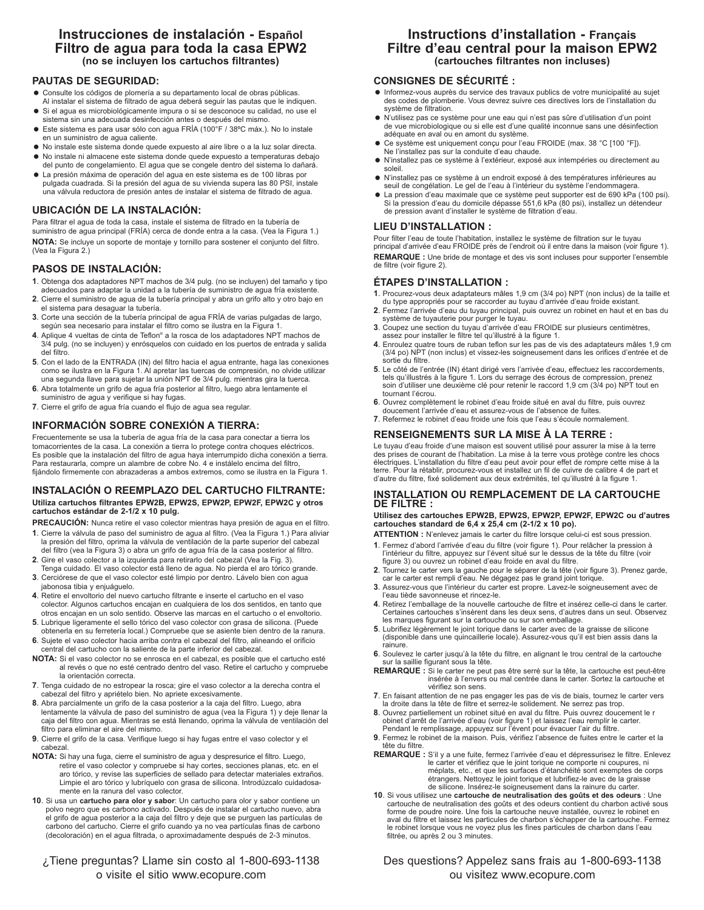# Instrucciones de instalación - Español
# Filtro de agua para toda la casa EPW2
### (no se incluyen los cartuchos filtrantes)

## PAUTAS DE SEGURIDAD:

- Consulte los códigos de plomería a su departamento local de obras públicas. Al instalar el sistema de filtrado de agua deberá seguir las pautas que le indiquen.
- Si el agua es microbiológicamente impura o si se desconoce su calidad, no use el sistema sin una adecuada desinfección antes o después del mismo.
- Este sistema es para usar sólo con agua FRÍA (100°F / 38ºC máx.). No lo instale en un suministro de agua caliente.
- No instale este sistema donde quede expuesto al aire libre o a la luz solar directa.
- No instale ni almacene este sistema donde quede expuesto a temperaturas debajo del punto de congelamiento. El agua que se congele dentro del sistema lo dañará.
- La presión máxima de operación del agua en este sistema es de 100 libras por pulgada cuadrada. Si la presión del agua de su vivienda supera las 80 PSI, instale una válvula reductora de presión antes de instalar el sistema de filtrado de agua.

## UBICACIÓN DE LA INSTALACIÓN:

Para filtrar el agua de toda la casa, instale el sistema de filtrado en la tubería de suministro de agua principal (FRÍA) cerca de donde entra a la casa. (Vea la Figura 1.)

**NOTA:** Se incluye un soporte de montaje y tornillo para sostener el conjunto del filtro. (Vea la Figura 2.)

## PASOS DE INSTALACIÓN:

1. Obtenga dos adaptadores NPT machos de 3/4 pulg. (no se incluyen) del tamaño y tipo adecuados para adaptar la unidad a la tubería de suministro de agua fría existente.
2. Cierre el suministro de agua de la tubería principal y abra un grifo alto y otro bajo en el sistema para desaguar la tubería.
3. Corte una sección de la tubería principal de agua FRÍA de varias pulgadas de largo, según sea necesario para instalar el filtro como se ilustra en la Figura 1.
4. Aplique 4 vueltas de cinta de Teflon® a la rosca de los adaptadores NPT machos de 3/4 pulg. (no se incluyen) y enrósquelos con cuidado en los puertos de entrada y salida del filtro.
5. Con el lado de la ENTRADA (IN) del filtro hacia el agua entrante, haga las conexiones como se ilustra en la Figura 1. Al apretar las tuercas de compresión, no olvide utilizar una segunda llave para sujetar la unión NPT de 3/4 pulg. mientras gira la tuerca.
6. Abra totalmente un grifo de agua fría posterior al filtro, luego abra lentamente el suministro de agua y verifique si hay fugas.
7. Cierre el grifo de agua fría cuando el flujo de agua sea regular.

## INFORMACIÓN SOBRE CONEXIÓN A TIERRA:

Frecuentemente se usa la tubería de agua fría de la casa para conectar a tierra los tomacorrientes de la casa. La conexión a tierra lo protege contra choques eléctricos. Es posible que la instalación del filtro de agua haya interrumpido dicha conexión a tierra. Para restaurarla, compre un alambre de cobre No. 4 e instálelo encima del filtro, fijándolo firmemente con abrazaderas a ambos extremos, como se ilustra en la Figura 1.

## INSTALACIÓN O REEMPLAZO DEL CARTUCHO FILTRANTE:

**Utiliza cartuchos filtrantes EPW2B, EPW2S, EPW2P, EPW2F, EPW2C y otros cartuchos estándar de 2-1/2 x 10 pulg.**

**PRECAUCIÓN:** Nunca retire el vaso colector mientras haya presión de agua en el filtro.

1. Cierre la válvula de paso del suministro de agua al filtro. (Vea la Figura 1.) Para aliviar la presión del filtro, oprima la válvula de ventilación de la parte superior del cabezal del filtro (vea la Figura 3) o abra un grifo de agua fría de la casa posterior al filtro.
2. Gire el vaso colector a la izquierda para retirarlo del cabezal (Vea la Fig. 3). Tenga cuidado. El vaso colector está lleno de agua. No pierda el aro tórico grande.
3. Cerciórese de que el vaso colector esté limpio por dentro. Lávelo bien con agua jabonosa tibia y enjuáguelo.
4. Retire el envoltorio del nuevo cartucho filtrante e inserte el cartucho en el vaso colector. Algunos cartuchos encajan en cualquiera de los dos sentidos, en tanto que otros encajan en un solo sentido. Observe las marcas en el cartucho o el envoltorio.
5. Lubrique ligeramente el sello tórico del vaso colector con grasa de silicona. (Puede obtenerla en su ferretería local.) Compruebe que se asiente bien dentro de la ranura.
6. Sujete el vaso colector hacia arriba contra el cabezal del filtro, alineando el orificio central del cartucho con la saliente de la parte inferior del cabezal.

**NOTA:** Si el vaso colector no se enrosca en el cabezal, es posible que el cartucho esté al revés o que no esté centrado dentro del vaso. Retire el cartucho y compruebe la orientación correcta.

7. Tenga cuidado de no estropear la rosca; gire el vaso colector a la derecha contra el cabezal del filtro y apriételo bien. No apriete excesivamente.
8. Abra parcialmente un grifo de la casa posterior a la caja del filtro. Luego, abra lentamente la válvula de paso del suministro de agua (vea la Figura 1) y deje llenar la caja del filtro con agua. Mientras se está llenando, oprima la válvula de ventilación del filtro para eliminar el aire del mismo.
9. Cierre el grifo de la casa. Verifique luego si hay fugas entre el vaso colector y el cabezal.

**NOTA:** Si hay una fuga, cierre el suministro de agua y despresurice el filtro. Luego, retire el vaso colector y compruebe si hay cortes, secciones planas, etc. en el aro tórico, y revise las superficies de sellado para detectar materiales extraños. Limpie el aro tórico y lubríquelo con grasa de silicona. Introdúzcalo cuidadosamente en la ranura del vaso colector.

10. Si usa un **cartucho para olor y sabor**: Un cartucho para olor y sabor contiene un polvo negro que es carbono activado. Después de instalar el cartucho nuevo, abra el grifo de agua posterior a la caja del filtro y deje que se purguen las partículas de carbono del cartucho. Cierre el grifo cuando ya no vea partículas finas de carbono (decoloración) en el agua filtrada, o aproximadamente después de 2-3 minutos.

¿Tiene preguntas? Llame sin costo al 1-800-693-1138 o visite el sitio www.ecopure.com

# Instructions d'installation - Français
# Filtre d'eau central pour la maison EPW2
### (cartouches filtrantes non incluses)

## CONSIGNES DE SÉCURITÉ :

- Informez-vous auprès du service des travaux publics de votre municipalité au sujet des codes de plomberie. Vous devrez suivre ces directives lors de l'installation du système de filtration.
- N'utilisez pas ce système pour une eau qui n'est pas sûre d'utilisation d'un point de vue microbiologique ou si elle est d'une qualité inconnue sans une désinfection adéquate en aval ou en amont du système.
- Ce système est uniquement conçu pour l'eau FROIDE (max. 38 °C [100 °F]). Ne l'installez pas sur la conduite d'eau chaude.
- N'installez pas ce système à l'extérieur, exposé aux intempéries ou directement au soleil.
- N'installez pas ce système à un endroit exposé à des températures inférieures au seuil de congélation. Le gel de l'eau à l'intérieur du système l'endommagera.
- La pression d'eau maximale que ce système peut supporter est de 690 kPa (100 psi). Si la pression d'eau du domicile dépasse 551,6 kPa (80 psi), installez un détendeur de pression avant d'installer le système de filtration d'eau.

## LIEU D'INSTALLATION :

Pour filter l'eau de toute l'habitation, installez le système de filtration sur le tuyau principal d'arrivée d'eau FROIDE près de l'endroit où il entre dans la maison (voir figure 1).

**REMARQUE :** Une bride de montage et des vis sont incluses pour supporter l'ensemble de filtre (voir figure 2).

## ÉTAPES D'INSTALLATION :

1. Procurez-vous deux adaptateurs mâles 1,9 cm (3/4 po) NPT (non inclus) de la taille et du type appropriés pour se raccorder au tuyau d'arrivée d'eau froide existant.
2. Fermez l'arrivée d'eau du tuyau principal, puis ouvrez un robinet en haut et en bas du système de tuyauterie pour purger le tuyau.
3. Coupez une section du tuyau d'arrivée d'eau FROIDE sur plusieurs centimètres, assez pour installer le filtre tel qu'illustré à la figure 1.
4. Enroulez quatre tours de ruban teflon sur les pas de vis des adaptateurs mâles 1,9 cm (3/4 po) NPT (non inclus) et vissez-les soigneusement dans les orifices d'entrée et de sortie du filtre.
5. Le côté de l'entrée (IN) étant dirigé vers l'arrivée d'eau, effectuez les raccordements, tels qu'illustrés à la figure 1. Lors du serrage des écrous de compression, prenez soin d'utiliser une deuxième clé pour retenir le raccord 1,9 cm (3/4 po) NPT tout en tournant l'écrou.
6. Ouvrez complètement le robinet d'eau froide situé en aval du filtre, puis ouvrez doucement l'arrivée d'eau et assurez-vous de l'absence de fuites.
7. Refermez le robinet d'eau froide une fois que l'eau s'écoule normalement.

## RENSEIGNEMENTS SUR LA MISE À LA TERRE :

Le tuyau d'eau froide d'une maison est souvent utilisé pour assurer la mise à la terre des prises de courant de l'habitation. La mise à la terre vous protège contre les chocs électriques. L'installation du filtre d'eau peut avoir pour effet de rompre cette mise à la terre. Pour la rétablir, procurez-vous et installez un fil de cuivre de calibre 4 de part et d'autre du filtre, fixé solidement aux deux extrémités, tel qu'illustré à la figure 1.

## INSTALLATION OU REMPLACEMENT DE LA CARTOUCHE DE FILTRE :

**Utilisez des cartouches EPW2B, EPW2S, EPW2P, EPW2F, EPW2C ou d'autres cartouches standard de 6,4 x 25,4 cm (2-1/2 x 10 po).**

**ATTENTION :** N'enlevez jamais le carter du filtre lorsque celui-ci est sous pression.

1. Fermez d'abord l'arrivée d'eau du filtre (voir figure 1). Pour relâcher la pression à l'intérieur du filtre, appuyez sur l'évent situé sur le dessus de la tête du filtre (voir figure 3) ou ouvrez un robinet d'eau froide en aval du filtre.
2. Tournez le carter vers la gauche pour le séparer de la tête (voir figure 3). Prenez garde, car le carter est rempli d'eau. Ne dégagez pas le grand joint torique.
3. Assurez-vous que l'intérieur du carter est propre. Lavez-le soigneusement avec de l'eau tiède savonneuse et rincez-le.
4. Retirez l'emballage de la nouvelle cartouche de filtre et insérez celle-ci dans le carter. Certaines cartouches s'insèrent dans les deux sens, d'autres dans un seul. Observez les marques figurant sur la cartouche ou sur son emballage.
5. Lubrifiez légèrement le joint torique dans le carter avec de la graisse de silicone (disponible dans une quincaillerie locale). Assurez-vous qu'il est bien assis dans la rainure.
6. Soulevez le carter jusqu'à la tête du filtre, en alignant le trou central de la cartouche sur la saillie figurant sous la tête.

**REMARQUE :** Si le carter ne peut pas être serré sur la tête, la cartouche est peut-être insérée à l'envers ou mal centrée dans le carter. Sortez la cartouche et vérifiez son sens.

7. En faisant attention de ne pas engager les pas de vis de biais, tournez le carter vers la droite dans la tête de filtre et serrez-le solidement. Ne serrez pas trop.
8. Ouvrez partiellement un robinet situé en aval du filtre. Puis ouvrez doucement le r obinet d'arrêt de l'arrivée d'eau (voir figure 1) et laissez l'eau remplir le carter. Pendant le remplissage, appuyez sur l'évent pour évacuer l'air du filtre.
9. Fermez le robinet de la maison. Puis, vérifiez l'absence de fuites entre le carter et la tête du filtre.

**REMARQUE :** S'il y a une fuite, fermez l'arrivée d'eau et dépressurisez le filtre. Enlevez le carter et vérifiez que le joint torique ne comporte ni coupures, ni méplats, etc., et que les surfaces d'étanchéité sont exemptes de corps étrangers. Nettoyez le joint torique et lubrifiez-le avec de la graisse de silicone. Insérez-le soigneusement dans la rainure du carter.

10. Si vous utilisez une **cartouche de neutralisation des goûts et des odeurs** : Une cartouche de neutralisation des goûts et des odeurs contient du charbon activé sous forme de poudre noire. Une fois la cartouche neuve installée, ouvrez le robinet en aval du filtre et laissez les particules de charbon s'échapper de la cartouche. Fermez le robinet lorsque vous ne voyez plus les fines particules de charbon dans l'eau filtrée, ou après 2 ou 3 minutes.

Des questions? Appelez sans frais au 1-800-693-1138 ou visitez www.ecopure.com